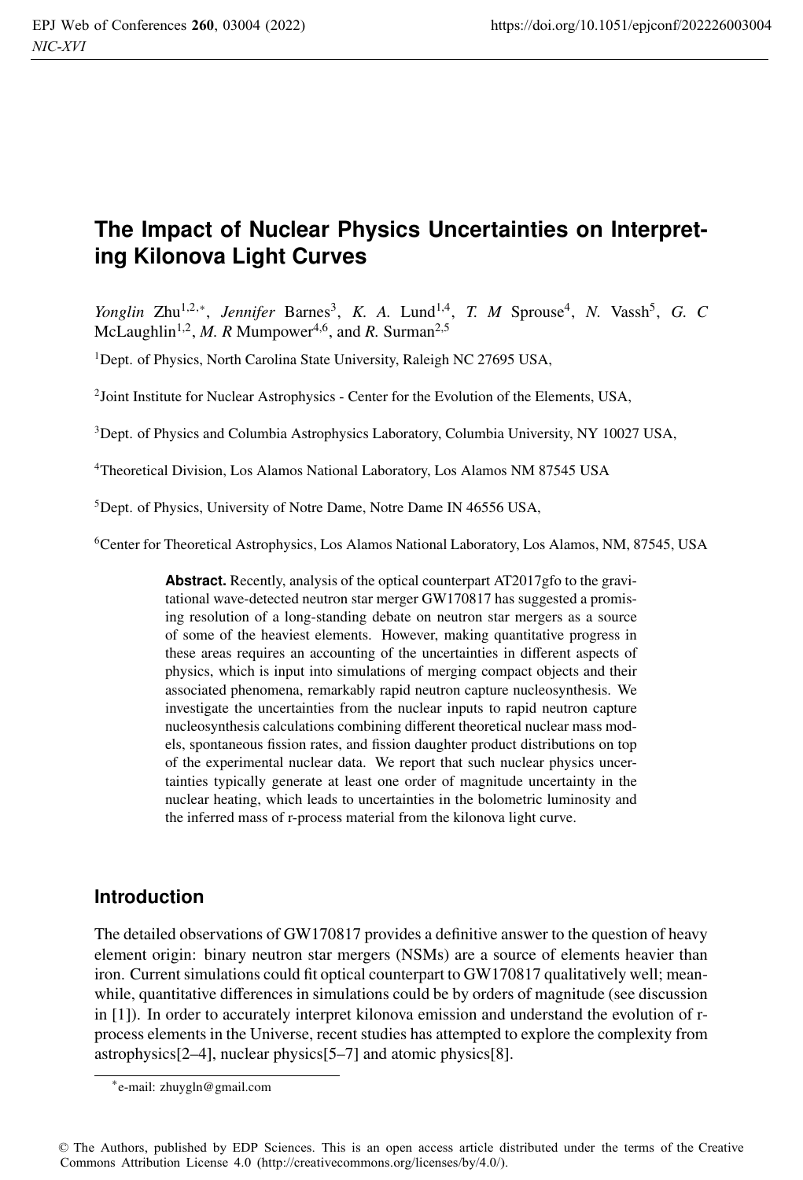# The Impact of Nuclear Physics Uncertainties on Interpreting Kilonova Light Curves

*Yonglin* Zhu[1,2,*], *Jennifer* Barnes[3], *K. A.* Lund[1,4], *T. M* Sprouse[4], *N.* Vassh[5], *G. C* McLaughlin[1,2], *M. R* Mumpower[4,6], and *R.* Surman[2,5]

[1]Dept. of Physics, North Carolina State University, Raleigh NC 27695 USA,

[2]Joint Institute for Nuclear Astrophysics - Center for the Evolution of the Elements, USA,

[3]Dept. of Physics and Columbia Astrophysics Laboratory, Columbia University, NY 10027 USA,

[4]Theoretical Division, Los Alamos National Laboratory, Los Alamos NM 87545 USA

[5]Dept. of Physics, University of Notre Dame, Notre Dame IN 46556 USA,

[6]Center for Theoretical Astrophysics, Los Alamos National Laboratory, Los Alamos, NM, 87545, USA

**Abstract.** Recently, analysis of the optical counterpart AT2017gfo to the gravitational wave-detected neutron star merger GW170817 has suggested a promising resolution of a long-standing debate on neutron star mergers as a source of some of the heaviest elements. However, making quantitative progress in these areas requires an accounting of the uncertainties in different aspects of physics, which is input into simulations of merging compact objects and their associated phenomena, remarkably rapid neutron capture nucleosynthesis. We investigate the uncertainties from the nuclear inputs to rapid neutron capture nucleosynthesis calculations combining different theoretical nuclear mass models, spontaneous fission rates, and fission daughter product distributions on top of the experimental nuclear data. We report that such nuclear physics uncertainties typically generate at least one order of magnitude uncertainty in the nuclear heating, which leads to uncertainties in the bolometric luminosity and the inferred mass of r-process material from the kilonova light curve.

## Introduction

The detailed observations of GW170817 provides a definitive answer to the question of heavy element origin: binary neutron star mergers (NSMs) are a source of elements heavier than iron. Current simulations could fit optical counterpart to GW170817 qualitatively well; meanwhile, quantitative differences in simulations could be by orders of magnitude (see discussion in [1]). In order to accurately interpret kilonova emission and understand the evolution of r-process elements in the Universe, recent studies has attempted to explore the complexity from astrophysics[2–4], nuclear physics[5–7] and atomic physics[8].

*e-mail: zhuygln@gmail.com

© The Authors, published by EDP Sciences. This is an open access article distributed under the terms of the Creative Commons Attribution License 4.0 (http://creativecommons.org/licenses/by/4.0/).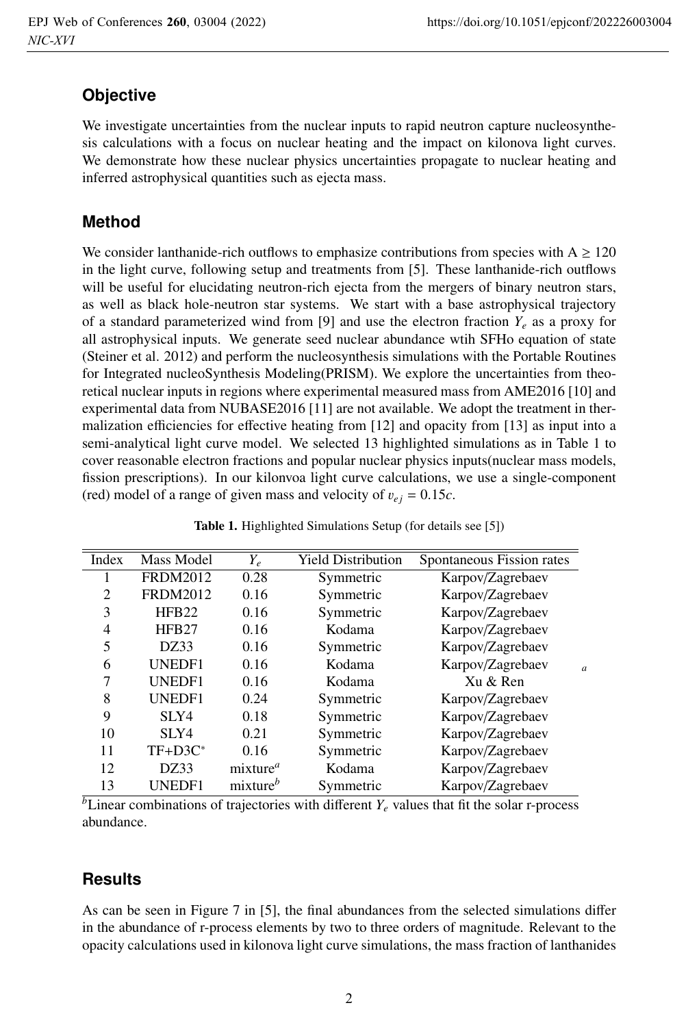## Objective

We investigate uncertainties from the nuclear inputs to rapid neutron capture nucleosynthesis calculations with a focus on nuclear heating and the impact on kilonova light curves. We demonstrate how these nuclear physics uncertainties propagate to nuclear heating and inferred astrophysical quantities such as ejecta mass.

## Method

We consider lanthanide-rich outflows to emphasize contributions from species with A ≥ 120 in the light curve, following setup and treatments from [5]. These lanthanide-rich outflows will be useful for elucidating neutron-rich ejecta from the mergers of binary neutron stars, as well as black hole-neutron star systems. We start with a base astrophysical trajectory of a standard parameterized wind from [9] and use the electron fraction $Y_e$ as a proxy for all astrophysical inputs. We generate seed nuclear abundance wtih SFHo equation of state (Steiner et al. 2012) and perform the nucleosynthesis simulations with the Portable Routines for Integrated nucleoSynthesis Modeling(PRISM). We explore the uncertainties from theoretical nuclear inputs in regions where experimental measured mass from AME2016 [10] and experimental data from NUBASE2016 [11] are not available. We adopt the treatment in thermalization efficiencies for effective heating from [12] and opacity from [13] as input into a semi-analytical light curve model. We selected 13 highlighted simulations as in Table 1 to cover reasonable electron fractions and popular nuclear physics inputs(nuclear mass models, fission prescriptions). In our kilonvoa light curve calculations, we use a single-component (red) model of a range of given mass and velocity of $v_{ej} = 0.15c$.

**Table 1.** Highlighted Simulations Setup (for details see [5])

| Index | Mass Model | $Y_e$ | Yield Distribution | Spontaneous Fission rates |
|---|---|---|---|---|
| 1 | FRDM2012 | 0.28 | Symmetric | Karpov/Zagrebaev |
| 2 | FRDM2012 | 0.16 | Symmetric | Karpov/Zagrebaev |
| 3 | HFB22 | 0.16 | Symmetric | Karpov/Zagrebaev |
| 4 | HFB27 | 0.16 | Kodama | Karpov/Zagrebaev |
| 5 | DZ33 | 0.16 | Symmetric | Karpov/Zagrebaev |
| 6 | UNEDF1 | 0.16 | Kodama | Karpov/Zagrebaev [a] |
| 7 | UNEDF1 | 0.16 | Kodama | Xu & Ren |
| 8 | UNEDF1 | 0.24 | Symmetric | Karpov/Zagrebaev |
| 9 | SLY4 | 0.18 | Symmetric | Karpov/Zagrebaev |
| 10 | SLY4 | 0.21 | Symmetric | Karpov/Zagrebaev |
| 11 | TF+D3C* | 0.16 | Symmetric | Karpov/Zagrebaev |
| 12 | DZ33 | mixture[a] | Kodama | Karpov/Zagrebaev |
| 13 | UNEDF1 | mixture[b] | Symmetric | Karpov/Zagrebaev |

[b]Linear combinations of trajectories with different $Y_e$ values that fit the solar r-process abundance.

## Results

As can be seen in Figure 7 in [5], the final abundances from the selected simulations differ in the abundance of r-process elements by two to three orders of magnitude. Relevant to the opacity calculations used in kilonova light curve simulations, the mass fraction of lanthanides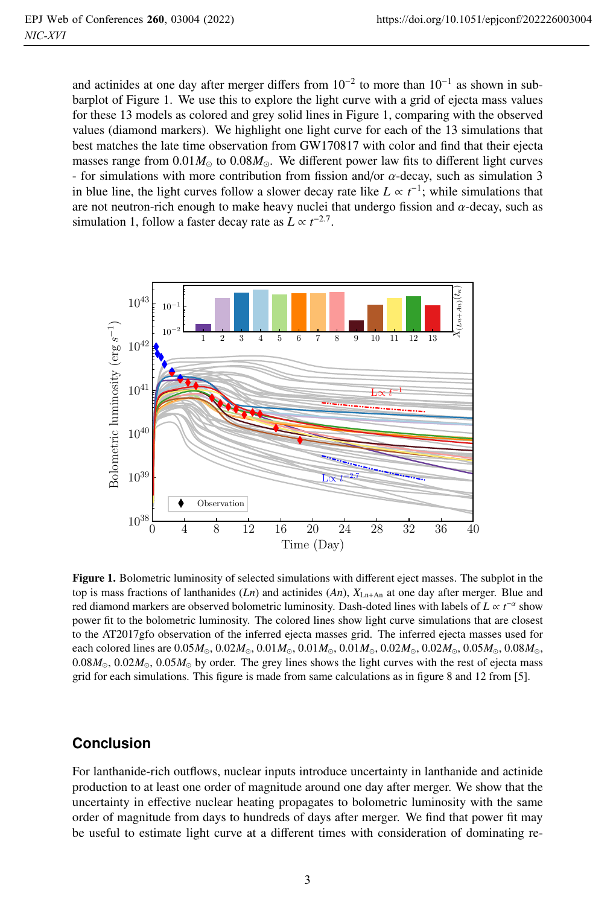and actinides at one day after merger differs from $10^{-2}$ to more than $10^{-1}$ as shown in subbarplot of Figure 1. We use this to explore the light curve with a grid of ejecta mass values for these 13 models as colored and grey solid lines in Figure 1, comparing with the observed values (diamond markers). We highlight one light curve for each of the 13 simulations that best matches the late time observation from GW170817 with color and find that their ejecta masses range from $0.01M_{\odot}$ to $0.08M_{\odot}$. We different power law fits to different light curves - for simulations with more contribution from fission and/or $\alpha$-decay, such as simulation 3 in blue line, the light curves follow a slower decay rate like $L \propto t^{-1}$; while simulations that are not neutron-rich enough to make heavy nuclei that undergo fission and $\alpha$-decay, such as simulation 1, follow a faster decay rate as $L \propto t^{-2.7}$.

**Figure 1.** Bolometric luminosity of selected simulations with different eject masses. The subplot in the top is mass fractions of lanthanides (*Ln*) and actinides (*An*), $X_{\mathrm{Ln+An}}$ at one day after merger. Blue and red diamond markers are observed bolometric luminosity. Dash-doted lines with labels of $L \propto t^{-\alpha}$ show power fit to the bolometric luminosity. The colored lines show light curve simulations that are closest to the AT2017gfo observation of the inferred ejecta masses grid. The inferred ejecta masses used for each colored lines are $0.05M_{\odot}$, $0.02M_{\odot}$, $0.01M_{\odot}$, $0.01M_{\odot}$, $0.01M_{\odot}$, $0.02M_{\odot}$, $0.02M_{\odot}$, $0.05M_{\odot}$, $0.08M_{\odot}$, $0.08M_{\odot}$, $0.02M_{\odot}$, $0.05M_{\odot}$ by order. The grey lines shows the light curves with the rest of ejecta mass grid for each simulations. This figure is made from same calculations as in figure 8 and 12 from [5].

## Conclusion

For lanthanide-rich outflows, nuclear inputs introduce uncertainty in lanthanide and actinide production to at least one order of magnitude around one day after merger. We show that the uncertainty in effective nuclear heating propagates to bolometric luminosity with the same order of magnitude from days to hundreds of days after merger. We find that power fit may be useful to estimate light curve at a different times with consideration of dominating re-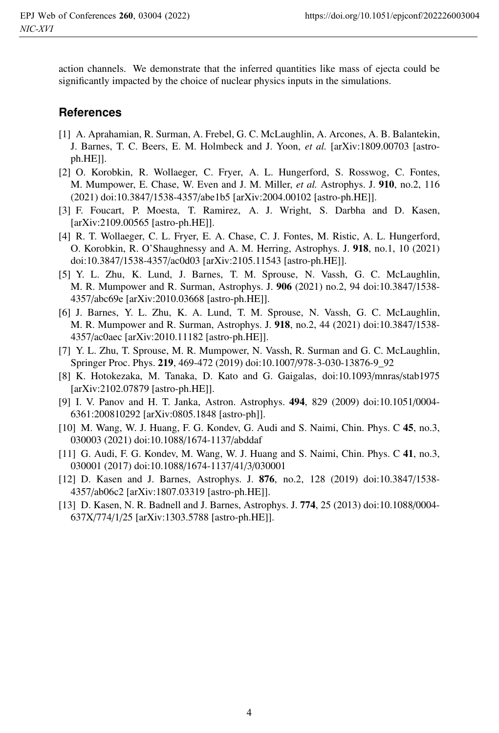action channels. We demonstrate that the inferred quantities like mass of ejecta could be significantly impacted by the choice of nuclear physics inputs in the simulations.

## References

[1] A. Aprahamian, R. Surman, A. Frebel, G. C. McLaughlin, A. Arcones, A. B. Balantekin, J. Barnes, T. C. Beers, E. M. Holmbeck and J. Yoon, *et al.* [arXiv:1809.00703 [astro-ph.HE]].

[2] O. Korobkin, R. Wollaeger, C. Fryer, A. L. Hungerford, S. Rosswog, C. Fontes, M. Mumpower, E. Chase, W. Even and J. M. Miller, *et al.* Astrophys. J. **910**, no.2, 116 (2021) doi:10.3847/1538-4357/abe1b5 [arXiv:2004.00102 [astro-ph.HE]].

[3] F. Foucart, P. Moesta, T. Ramirez, A. J. Wright, S. Darbha and D. Kasen, [arXiv:2109.00565 [astro-ph.HE]].

[4] R. T. Wollaeger, C. L. Fryer, E. A. Chase, C. J. Fontes, M. Ristic, A. L. Hungerford, O. Korobkin, R. O'Shaughnessy and A. M. Herring, Astrophys. J. **918**, no.1, 10 (2021) doi:10.3847/1538-4357/ac0d03 [arXiv:2105.11543 [astro-ph.HE]].

[5] Y. L. Zhu, K. Lund, J. Barnes, T. M. Sprouse, N. Vassh, G. C. McLaughlin, M. R. Mumpower and R. Surman, Astrophys. J. **906** (2021) no.2, 94 doi:10.3847/1538-4357/abc69e [arXiv:2010.03668 [astro-ph.HE]].

[6] J. Barnes, Y. L. Zhu, K. A. Lund, T. M. Sprouse, N. Vassh, G. C. McLaughlin, M. R. Mumpower and R. Surman, Astrophys. J. **918**, no.2, 44 (2021) doi:10.3847/1538-4357/ac0aec [arXiv:2010.11182 [astro-ph.HE]].

[7] Y. L. Zhu, T. Sprouse, M. R. Mumpower, N. Vassh, R. Surman and G. C. McLaughlin, Springer Proc. Phys. **219**, 469-472 (2019) doi:10.1007/978-3-030-13876-9_92

[8] K. Hotokezaka, M. Tanaka, D. Kato and G. Gaigalas, doi:10.1093/mnras/stab1975 [arXiv:2102.07879 [astro-ph.HE]].

[9] I. V. Panov and H. T. Janka, Astron. Astrophys. **494**, 829 (2009) doi:10.1051/0004-6361:200810292 [arXiv:0805.1848 [astro-ph]].

[10] M. Wang, W. J. Huang, F. G. Kondev, G. Audi and S. Naimi, Chin. Phys. C **45**, no.3, 030003 (2021) doi:10.1088/1674-1137/abddaf

[11] G. Audi, F. G. Kondev, M. Wang, W. J. Huang and S. Naimi, Chin. Phys. C **41**, no.3, 030001 (2017) doi:10.1088/1674-1137/41/3/030001

[12] D. Kasen and J. Barnes, Astrophys. J. **876**, no.2, 128 (2019) doi:10.3847/1538-4357/ab06c2 [arXiv:1807.03319 [astro-ph.HE]].

[13] D. Kasen, N. R. Badnell and J. Barnes, Astrophys. J. **774**, 25 (2013) doi:10.1088/0004-637X/774/1/25 [arXiv:1303.5788 [astro-ph.HE]].